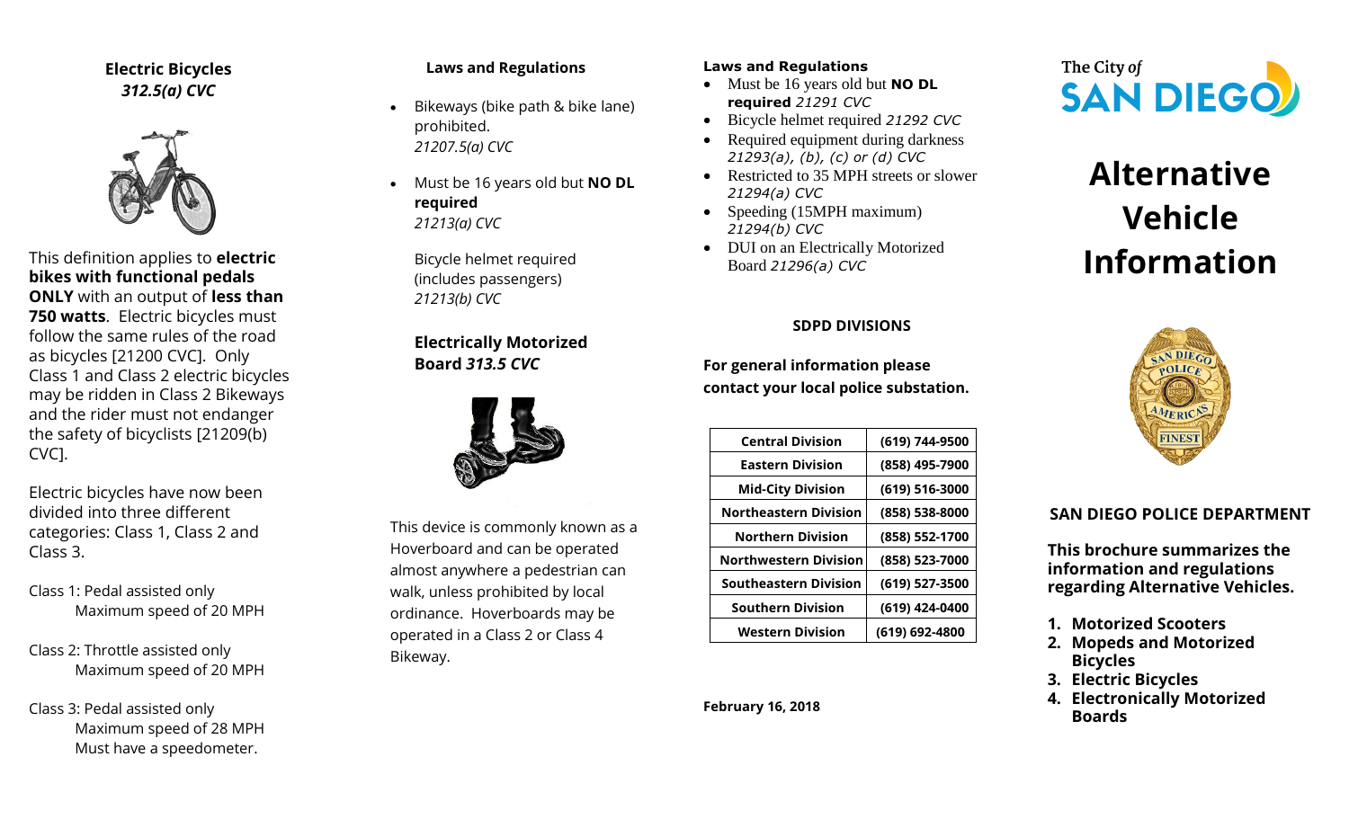## Electric Bicycles
### *312.5(a) CVC*

This definition applies to **electric bikes with functional pedals ONLY** with an output of **less than 750 watts**. Electric bicycles must follow the same rules of the road as bicycles [21200 CVC]. Only Class 1 and Class 2 electric bicycles may be ridden in Class 2 Bikeways and the rider must not endanger the safety of bicyclists [21209(b) CVC].

Electric bicycles have now been divided into three different categories: Class 1, Class 2 and Class 3.

Class 1: Pedal assisted only
Maximum speed of 20 MPH

Class 2: Throttle assisted only
Maximum speed of 20 MPH

Class 3: Pedal assisted only
Maximum speed of 28 MPH
Must have a speedometer.

### Laws and Regulations

- Bikeways (bike path & bike lane) prohibited.
  *21207.5(a) CVC*
- Must be 16 years old but **NO DL required**
  *21213(a) CVC*

  Bicycle helmet required (includes passengers)
  *21213(b) CVC*

## Electrically Motorized Board *313.5 CVC*

This device is commonly known as a Hoverboard and can be operated almost anywhere a pedestrian can walk, unless prohibited by local ordinance. Hoverboards may be operated in a Class 2 or Class 4 Bikeway.

### Laws and Regulations

- Must be 16 years old but **NO DL required** *21291 CVC*
- Bicycle helmet required *21292 CVC*
- Required equipment during darkness *21293(a), (b), (c) or (d) CVC*
- Restricted to 35 MPH streets or slower *21294(a) CVC*
- Speeding (15MPH maximum) *21294(b) CVC*
- DUI on an Electrically Motorized Board *21296(a) CVC*

### SDPD DIVISIONS

**For general information please contact your local police substation.**

| Division | Phone |
|---|---|
| Central Division | (619) 744-9500 |
| Eastern Division | (858) 495-7900 |
| Mid-City Division | (619) 516-3000 |
| Northeastern Division | (858) 538-8000 |
| Northern Division | (858) 552-1700 |
| Northwestern Division | (858) 523-7000 |
| Southeastern Division | (619) 527-3500 |
| Southern Division | (619) 424-0400 |
| Western Division | (619) 692-4800 |

**February 16, 2018**

The City of SAN DIEGO

# Alternative Vehicle Information

## SAN DIEGO POLICE DEPARTMENT

**This brochure summarizes the information and regulations regarding Alternative Vehicles.**

1. **Motorized Scooters**
2. **Mopeds and Motorized Bicycles**
3. **Electric Bicycles**
4. **Electronically Motorized Boards**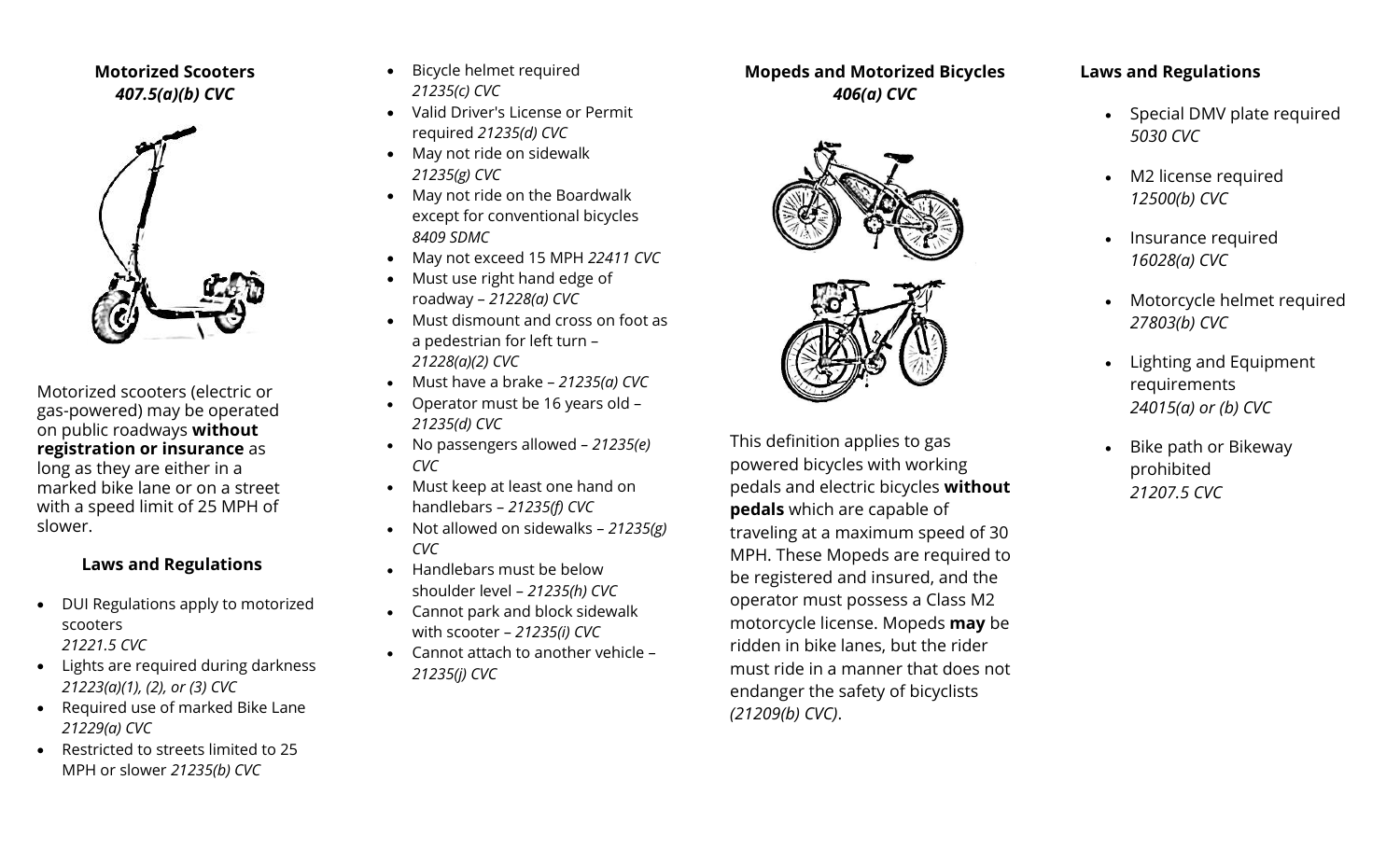## Motorized Scooters
***407.5(a)(b) CVC***

Motorized scooters (electric or gas-powered) may be operated on public roadways **without registration or insurance** as long as they are either in a marked bike lane or on a street with a speed limit of 25 MPH of slower.

### Laws and Regulations

- DUI Regulations apply to motorized scooters *21221.5 CVC*
- Lights are required during darkness *21223(a)(1), (2), or (3) CVC*
- Required use of marked Bike Lane *21229(a) CVC*
- Restricted to streets limited to 25 MPH or slower *21235(b) CVC*
- Bicycle helmet required *21235(c) CVC*
- Valid Driver's License or Permit required *21235(d) CVC*
- May not ride on sidewalk *21235(g) CVC*
- May not ride on the Boardwalk except for conventional bicycles *8409 SDMC*
- May not exceed 15 MPH *22411 CVC*
- Must use right hand edge of roadway – *21228(a) CVC*
- Must dismount and cross on foot as a pedestrian for left turn – *21228(a)(2) CVC*
- Must have a brake – *21235(a) CVC*
- Operator must be 16 years old – *21235(d) CVC*
- No passengers allowed – *21235(e) CVC*
- Must keep at least one hand on handlebars – *21235(f) CVC*
- Not allowed on sidewalks – *21235(g) CVC*
- Handlebars must be below shoulder level – *21235(h) CVC*
- Cannot park and block sidewalk with scooter – *21235(i) CVC*
- Cannot attach to another vehicle – *21235(j) CVC*

## Mopeds and Motorized Bicycles
***406(a) CVC***

This definition applies to gas powered bicycles with working pedals and electric bicycles **without pedals** which are capable of traveling at a maximum speed of 30 MPH. These Mopeds are required to be registered and insured, and the operator must possess a Class M2 motorcycle license. Mopeds **may** be ridden in bike lanes, but the rider must ride in a manner that does not endanger the safety of bicyclists *(21209(b) CVC)*.

### Laws and Regulations

- Special DMV plate required *5030 CVC*
- M2 license required *12500(b) CVC*
- Insurance required *16028(a) CVC*
- Motorcycle helmet required *27803(b) CVC*
- Lighting and Equipment requirements *24015(a) or (b) CVC*
- Bike path or Bikeway prohibited *21207.5 CVC*